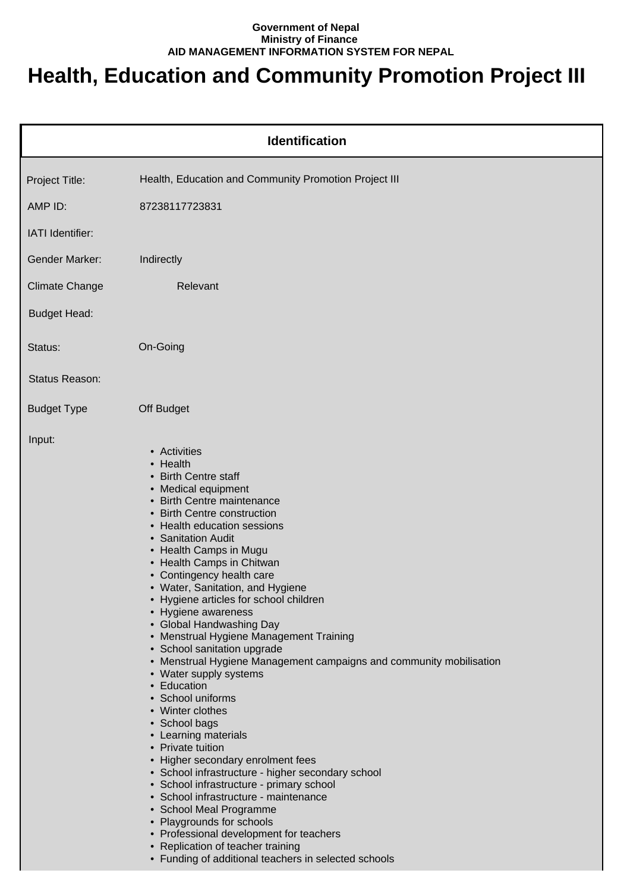**Government of Nepal**
**Ministry of Finance**
**AID MANAGEMENT INFORMATION SYSTEM FOR NEPAL**

# Health, Education and Community Promotion Project III

## Identification

| | |
|---|---|
| Project Title: | Health, Education and Community Promotion Project III |
| AMP ID: | 87238117723831 |
| IATI Identifier: | |
| Gender Marker: | Indirectly |
| Climate Change | Relevant |
| Budget Head: | |
| Status: | On-Going |
| Status Reason: | |
| Budget Type | Off Budget |

Input:

- Activities
- Health
- Birth Centre staff
- Medical equipment
- Birth Centre maintenance
- Birth Centre construction
- Health education sessions
- Sanitation Audit
- Health Camps in Mugu
- Health Camps in Chitwan
- Contingency health care
- Water, Sanitation, and Hygiene
- Hygiene articles for school children
- Hygiene awareness
- Global Handwashing Day
- Menstrual Hygiene Management Training
- School sanitation upgrade
- Menstrual Hygiene Management campaigns and community mobilisation
- Water supply systems
- Education
- School uniforms
- Winter clothes
- School bags
- Learning materials
- Private tuition
- Higher secondary enrolment fees
- School infrastructure - higher secondary school
- School infrastructure - primary school
- School infrastructure - maintenance
- School Meal Programme
- Playgrounds for schools
- Professional development for teachers
- Replication of teacher training
- Funding of additional teachers in selected schools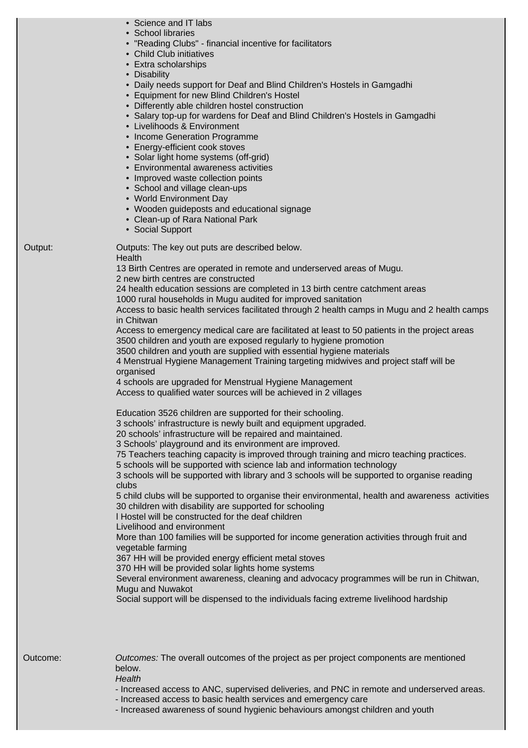- Science and IT labs
- School libraries
- "Reading Clubs" - financial incentive for facilitators
- Child Club initiatives
- Extra scholarships
- Disability
- Daily needs support for Deaf and Blind Children's Hostels in Gamgadhi
- Equipment for new Blind Children's Hostel
- Differently able children hostel construction
- Salary top-up for wardens for Deaf and Blind Children's Hostels in Gamgadhi
- Livelihoods & Environment
- Income Generation Programme
- Energy-efficient cook stoves
- Solar light home systems (off-grid)
- Environmental awareness activities
- Improved waste collection points
- School and village clean-ups
- World Environment Day
- Wooden guideposts and educational signage
- Clean-up of Rara National Park
- Social Support

**Output:**

Outputs: The key out puts are described below.
Health
13 Birth Centres are operated in remote and underserved areas of Mugu.
2 new birth centres are constructed
24 health education sessions are completed in 13 birth centre catchment areas
1000 rural households in Mugu audited for improved sanitation
Access to basic health services facilitated through 2 health camps in Mugu and 2 health camps in Chitwan
Access to emergency medical care are facilitated at least to 50 patients in the project areas
3500 children and youth are exposed regularly to hygiene promotion
3500 children and youth are supplied with essential hygiene materials
4 Menstrual Hygiene Management Training targeting midwives and project staff will be organised
4 schools are upgraded for Menstrual Hygiene Management
Access to qualified water sources will be achieved in 2 villages

Education 3526 children are supported for their schooling.
3 schools' infrastructure is newly built and equipment upgraded.
20 schools' infrastructure will be repaired and maintained.
3 Schools' playground and its environment are improved.
75 Teachers teaching capacity is improved through training and micro teaching practices.
5 schools will be supported with science lab and information technology
3 schools will be supported with library and 3 schools will be supported to organise reading clubs
5 child clubs will be supported to organise their environmental, health and awareness activities
30 children with disability are supported for schooling
l Hostel will be constructed for the deaf children
Livelihood and environment
More than 100 families will be supported for income generation activities through fruit and vegetable farming
367 HH will be provided energy efficient metal stoves
370 HH will be provided solar lights home systems
Several environment awareness, cleaning and advocacy programmes will be run in Chitwan, Mugu and Nuwakot
Social support will be dispensed to the individuals facing extreme livelihood hardship

**Outcome:**

*Outcomes:* The overall outcomes of the project as per project components are mentioned below.
*Health*
- Increased access to ANC, supervised deliveries, and PNC in remote and underserved areas.
- Increased access to basic health services and emergency care
- Increased awareness of sound hygienic behaviours amongst children and youth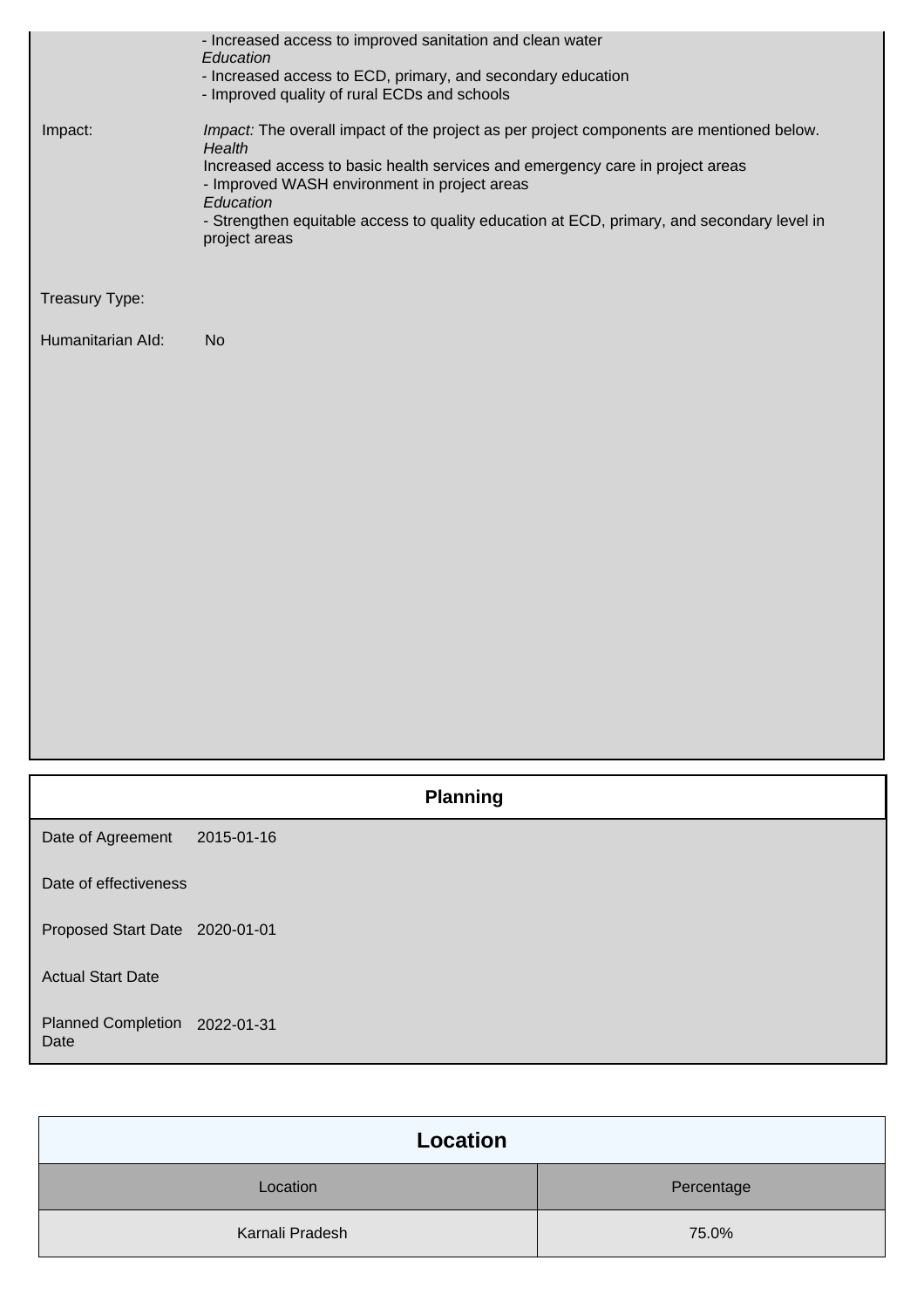| | |
|---|---|
| | - Increased access to improved sanitation and clean water<br>*Education*<br>- Increased access to ECD, primary, and secondary education<br>- Improved quality of rural ECDs and schools |
| Impact: | *Impact:* The overall impact of the project as per project components are mentioned below.<br>*Health*<br>Increased access to basic health services and emergency care in project areas<br>- Improved WASH environment in project areas<br>*Education*<br>- Strengthen equitable access to quality education at ECD, primary, and secondary level in project areas |
| Treasury Type: | |
| Humanitarian AId: | No |

## Planning

| | |
|---|---|
| Date of Agreement | 2015-01-16 |
| Date of effectiveness | |
| Proposed Start Date | 2020-01-01 |
| Actual Start Date | |
| Planned Completion Date | 2022-01-31 |

## Location

| Location | Percentage |
|---|---|
| Karnali Pradesh | 75.0% |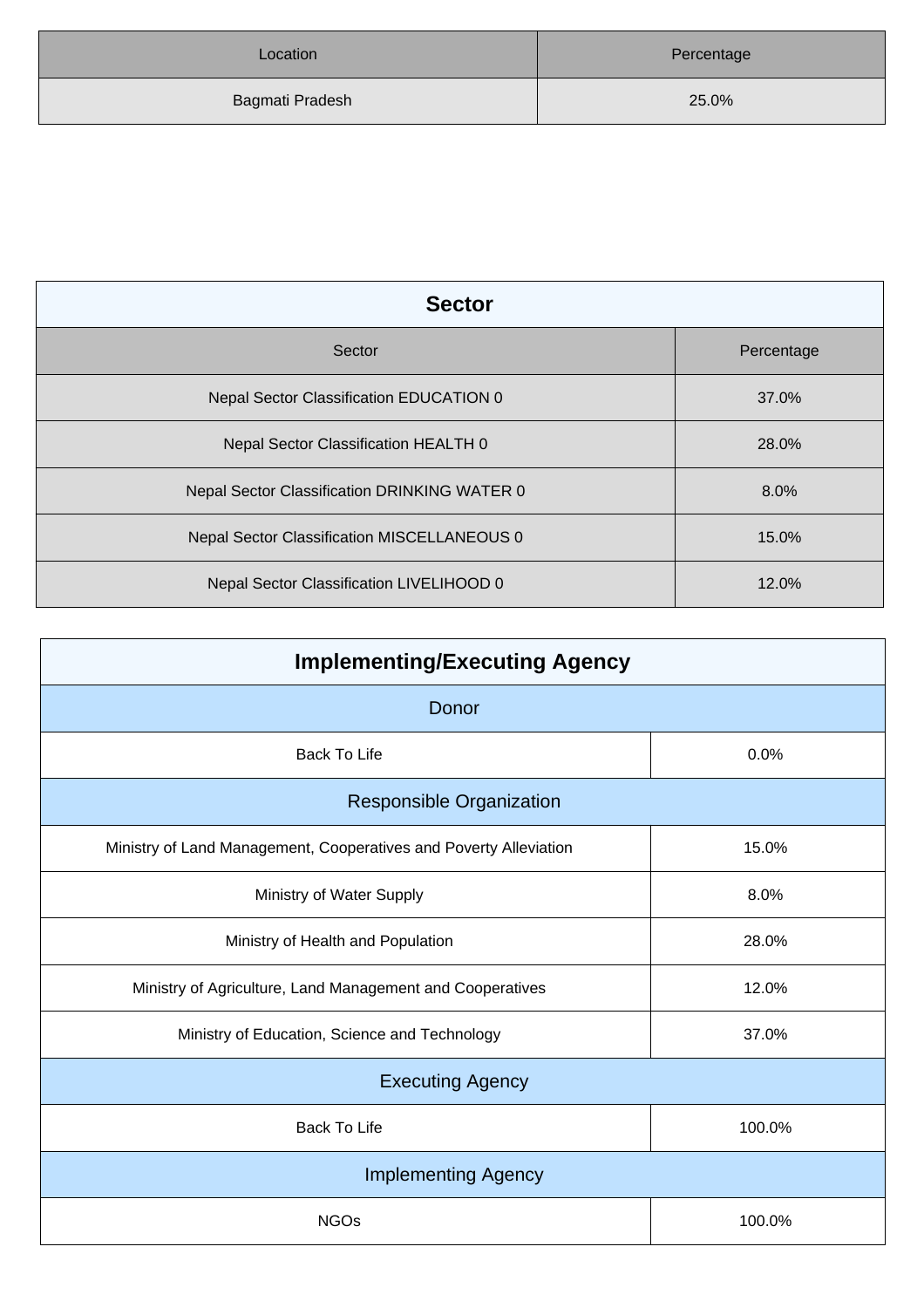| Location | Percentage |
| --- | --- |
| Bagmati Pradesh | 25.0% |

## Sector

| Sector | Percentage |
| --- | --- |
| Nepal Sector Classification EDUCATION 0 | 37.0% |
| Nepal Sector Classification HEALTH 0 | 28.0% |
| Nepal Sector Classification DRINKING WATER 0 | 8.0% |
| Nepal Sector Classification MISCELLANEOUS 0 | 15.0% |
| Nepal Sector Classification LIVELIHOOD 0 | 12.0% |

## Implementing/Executing Agency

| Donor | |
| --- | --- |
| Back To Life | 0.0% |
| **Responsible Organization** | |
| Ministry of Land Management, Cooperatives and Poverty Alleviation | 15.0% |
| Ministry of Water Supply | 8.0% |
| Ministry of Health and Population | 28.0% |
| Ministry of Agriculture, Land Management and Cooperatives | 12.0% |
| Ministry of Education, Science and Technology | 37.0% |
| **Executing Agency** | |
| Back To Life | 100.0% |
| **Implementing Agency** | |
| NGOs | 100.0% |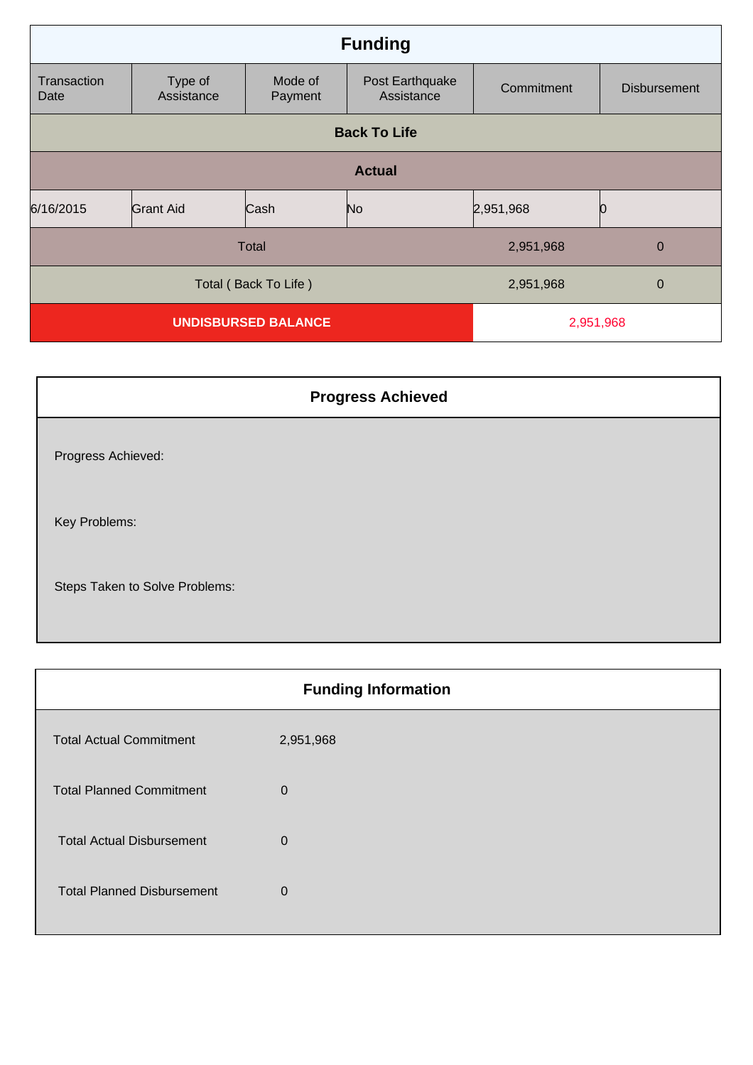## Funding

| Transaction Date | Type of Assistance | Mode of Payment | Post Earthquake Assistance | Commitment | Disbursement |
|---|---|---|---|---|---|
| **Back To Life** | | | | | |
| **Actual** | | | | | |
| 6/16/2015 | Grant Aid | Cash | No | 2,951,968 | 0 |
| Total | | | | 2,951,968 | 0 |
| Total ( Back To Life ) | | | | 2,951,968 | 0 |
| **UNDISBURSED BALANCE** | | | | 2,951,968 | |

## Progress Achieved

Progress Achieved:

Key Problems:

Steps Taken to Solve Problems:

## Funding Information

| | |
|---|---|
| Total Actual Commitment | 2,951,968 |
| Total Planned Commitment | 0 |
| Total Actual Disbursement | 0 |
| Total Planned Disbursement | 0 |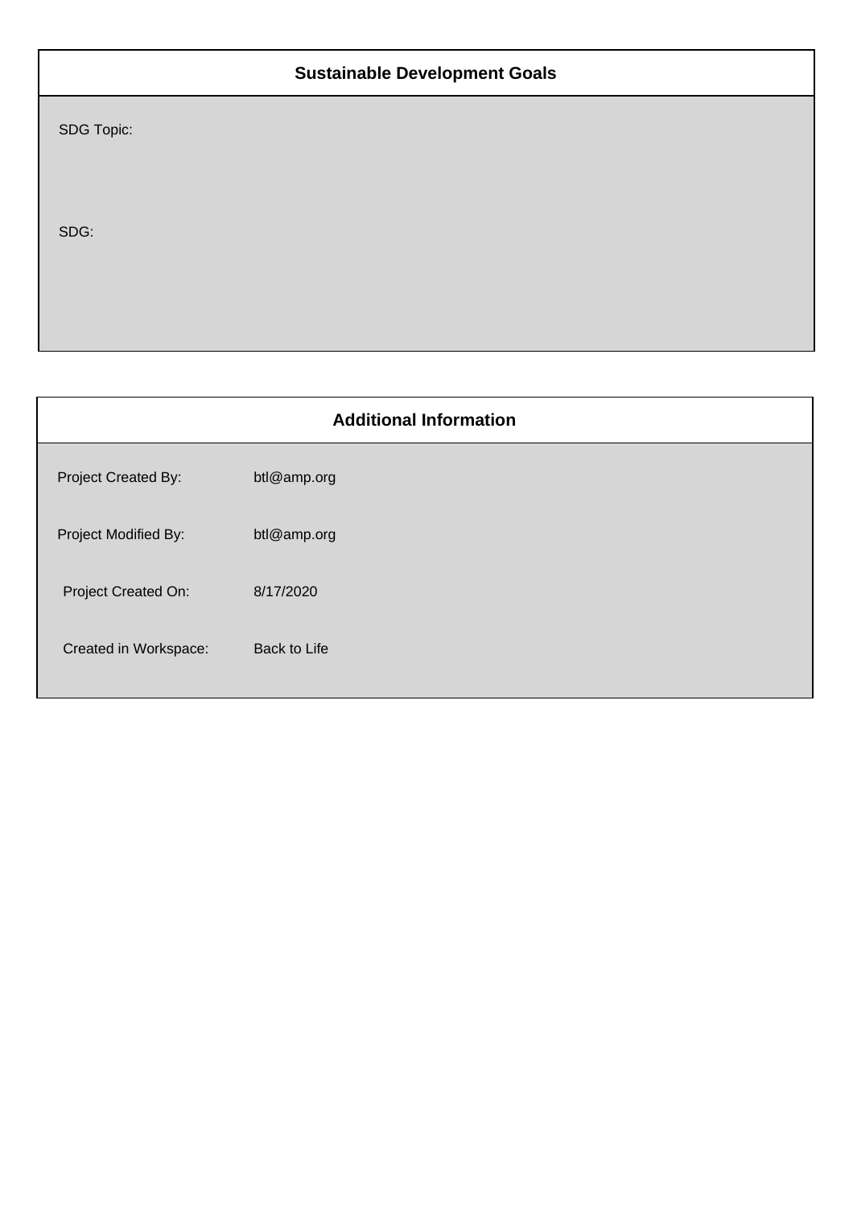## Sustainable Development Goals

SDG Topic:

SDG:

## Additional Information

| | |
|---|---|
| Project Created By: | btl@amp.org |
| Project Modified By: | btl@amp.org |
| Project Created On: | 8/17/2020 |
| Created in Workspace: | Back to Life |